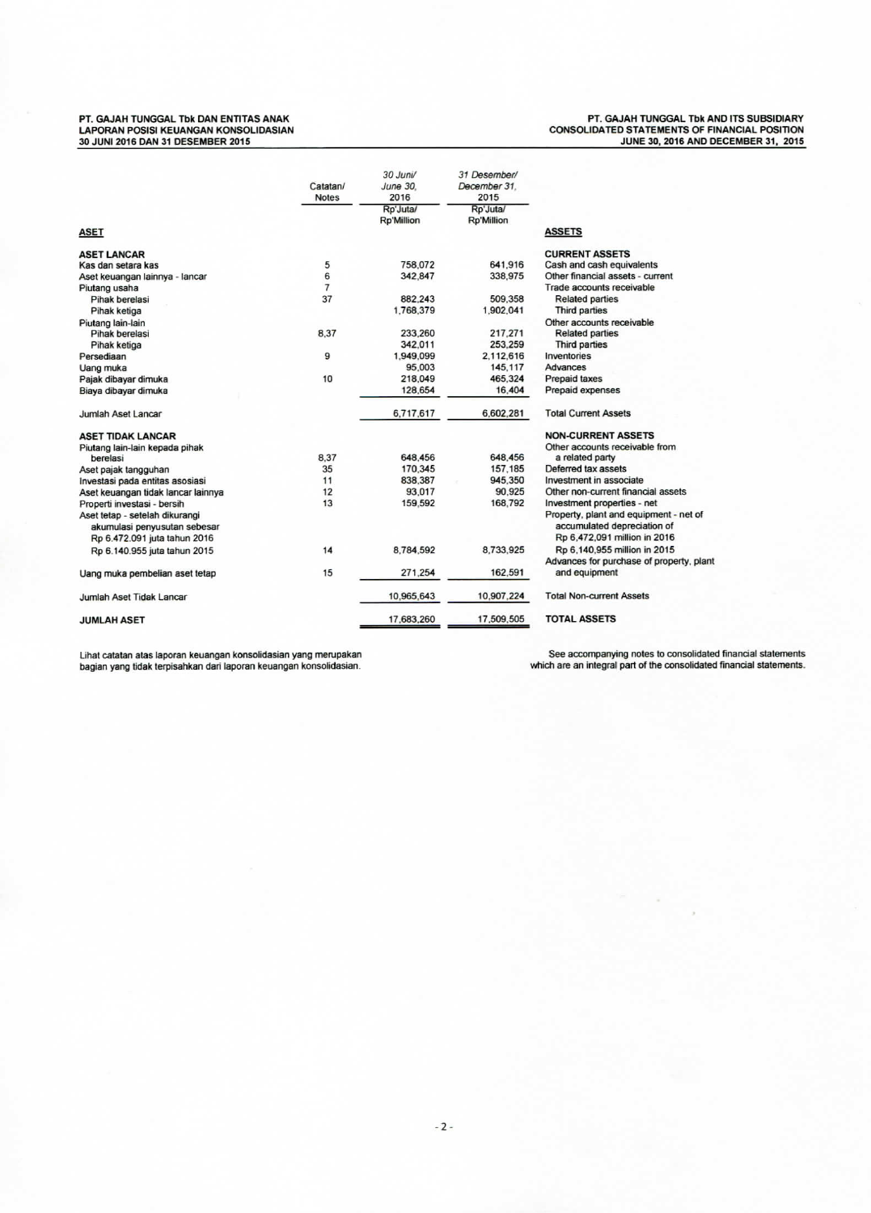PT. GAJAH TUNGGAL Tbk DAN ENTITAS ANAK
LAPORAN POSISI KEUANGAN KONSOLIDASIAN
30 JUNI 2016 DAN 31 DESEMBER 2015

PT. GAJAH TUNGGAL Tbk AND ITS SUBSIDIARY
CONSOLIDATED STATEMENTS OF FINANCIAL POSITION
JUNE 30, 2016 AND DECEMBER 31, 2015

| | Catatan/ Notes | 30 Juni/ June 30, 2016 Rp'Juta/ Rp'Million | 31 Desember/ December 31, 2015 Rp'Juta/ Rp'Million | |
|---|---|---|---|---|
| **ASET** | | | | **ASSETS** |
| **ASET LANCAR** | | | | **CURRENT ASSETS** |
| Kas dan setara kas | 5 | 758,072 | 641,916 | Cash and cash equivalents |
| Aset keuangan lainnya - lancar | 6 | 342,847 | 338,975 | Other financial assets - current |
| Piutang usaha | 7 | | | Trade accounts receivable |
| Pihak berelasi | 37 | 882,243 | 509,358 | Related parties |
| Pihak ketiga | | 1,768,379 | 1,902,041 | Third parties |
| Piutang lain-lain | | | | Other accounts receivable |
| Pihak berelasi | 8,37 | 233,260 | 217,271 | Related parties |
| Pihak ketiga | | 342,011 | 253,259 | Third parties |
| Persediaan | 9 | 1,949,099 | 2,112,616 | Inventories |
| Uang muka | | 95,003 | 145,117 | Advances |
| Pajak dibayar dimuka | 10 | 218,049 | 465,324 | Prepaid taxes |
| Biaya dibayar dimuka | | 128,654 | 16,404 | Prepaid expenses |
| Jumlah Aset Lancar | | 6,717,617 | 6,602,281 | Total Current Assets |
| **ASET TIDAK LANCAR** | | | | **NON-CURRENT ASSETS** |
| Piutang lain-lain kepada pihak berelasi | 8,37 | 648,456 | 648,456 | Other accounts receivable from a related party |
| Aset pajak tangguhan | 35 | 170,345 | 157,185 | Deferred tax assets |
| Investasi pada entitas asosiasi | 11 | 838,387 | 945,350 | Investment in associate |
| Aset keuangan tidak lancar lainnya | 12 | 93,017 | 90,925 | Other non-current financial assets |
| Properti investasi - bersih | 13 | 159,592 | 168,792 | Investment properties - net |
| Aset tetap - setelah dikurangi akumulasi penyusutan sebesar Rp 6.472.091 juta tahun 2016 Rp 6.140.955 juta tahun 2015 | 14 | 8,784,592 | 8,733,925 | Property, plant and equipment - net of accumulated depreciation of Rp 6,472,091 million in 2016 Rp 6,140,955 million in 2015 |
| Uang muka pembelian aset tetap | 15 | 271,254 | 162,591 | Advances for purchase of property, plant and equipment |
| Jumlah Aset Tidak Lancar | | 10,965,643 | 10,907,224 | Total Non-current Assets |
| **JUMLAH ASET** | | 17,683,260 | 17,509,505 | **TOTAL ASSETS** |

Lihat catatan atas laporan keuangan konsolidasian yang merupakan bagian yang tidak terpisahkan dari laporan keuangan konsolidasian.

See accompanying notes to consolidated financial statements which are an integral part of the consolidated financial statements.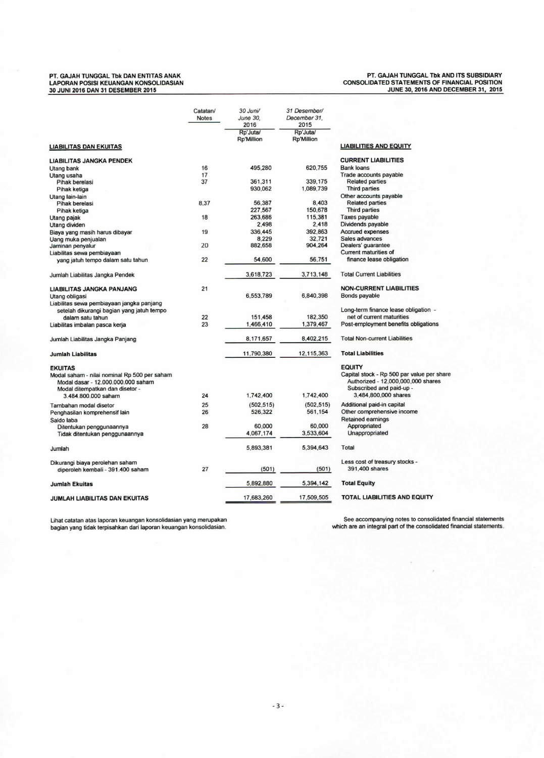PT. GAJAH TUNGGAL Tbk DAN ENTITAS ANAK
LAPORAN POSISI KEUANGAN KONSOLIDASIAN
30 JUNI 2016 DAN 31 DESEMBER 2015

PT. GAJAH TUNGGAL Tbk AND ITS SUBSIDIARY
CONSOLIDATED STATEMENTS OF FINANCIAL POSITION
JUNE 30, 2016 AND DECEMBER 31, 2015

| | Catatan/ Notes | 30 Juni/ June 30, 2016 Rp'Juta/ Rp'Million | 31 Desember/ December 31, 2015 Rp'Juta/ Rp'Million | |
|---|---|---|---|---|
| **LIABILITAS DAN EKUITAS** | | | | **LIABILITIES AND EQUITY** |
| **LIABILITAS JANGKA PENDEK** | | | | **CURRENT LIABILITIES** |
| Utang bank | 16 | 495,280 | 620,755 | Bank loans |
| Utang usaha | 17 | | | Trade accounts payable |
| Pihak berelasi | 37 | 361,311 | 339,175 | Related parties |
| Pihak ketiga | | 930,062 | 1,089,739 | Third parties |
| Utang lain-lain | | | | Other accounts payable |
| Pihak berelasi | 8,37 | 56,387 | 8,403 | Related parties |
| Pihak ketiga | | 227,567 | 150,678 | Third parties |
| Utang pajak | 18 | 263,686 | 115,381 | Taxes payable |
| Utang dividen | | 2,498 | 2,418 | Dividends payable |
| Biaya yang masih harus dibayar | 19 | 336,445 | 392,863 | Accrued expenses |
| Uang muka penjualan | | 8,229 | 32,721 | Sales advances |
| Jaminan penyalur | 20 | 882,658 | 904,264 | Dealers' guarantee |
| Liabilitas sewa pembiayaan yang jatuh tempo dalam satu tahun | 22 | 54,600 | 56,751 | Current maturities of finance lease obligation |
| Jumlah Liabilitas Jangka Pendek | | 3,618,723 | 3,713,148 | Total Current Liabilities |
| **LIABILITAS JANGKA PANJANG** | 21 | | | **NON-CURRENT LIABILITIES** |
| Utang obligasi | | 6,553,789 | 6,840,398 | Bonds payable |
| Liabilitas sewa pembiayaan jangka panjang setelah dikurangi bagian yang jatuh tempo dalam satu tahun | 22 | 151,458 | 182,350 | Long-term finance lease obligation - net of current maturities |
| Liabilitas imbalan pasca kerja | 23 | 1,466,410 | 1,379,467 | Post-employment benefits obligations |
| Jumlah Liabilitas Jangka Panjang | | 8,171,657 | 8,402,215 | Total Non-current Liabilities |
| **Jumlah Liabilitas** | | 11,790,380 | 12,115,363 | **Total Liabilities** |
| **EKUITAS** | | | | **EQUITY** |
| Modal saham - nilai nominal Rp 500 per saham Modal dasar - 12.000.000.000 saham Modal ditempatkan dan disetor - 3.484.800.000 saham | 24 | 1,742,400 | 1,742,400 | Capital stock - Rp 500 par value per share Authorized - 12,000,000,000 shares Subscribed and paid-up - 3,484,800,000 shares |
| Tambahan modal disetor | 25 | (502,515) | (502,515) | Additional paid-in capital |
| Penghasilan komprehensif lain | 26 | 526,322 | 561,154 | Other comprehensive income |
| Saldo laba | | | | Retained earnings |
| Ditentukan penggunaannya | 28 | 60,000 | 60,000 | Appropriated |
| Tidak ditentukan penggunaannya | | 4,067,174 | 3,533,604 | Unappropriated |
| Jumlah | | 5,893,381 | 5,394,643 | Total |
| Dikurangi biaya perolehan saham diperoleh kembali - 391.400 saham | 27 | (501) | (501) | Less cost of treasury stocks - 391,400 shares |
| **Jumlah Ekuitas** | | 5,892,880 | 5,394,142 | **Total Equity** |
| **JUMLAH LIABILITAS DAN EKUITAS** | | 17,683,260 | 17,509,505 | **TOTAL LIABILITIES AND EQUITY** |

Lihat catatan atas laporan keuangan konsolidasian yang merupakan bagian yang tidak terpisahkan dari laporan keuangan konsolidasian.

See accompanying notes to consolidated financial statements which are an integral part of the consolidated financial statements.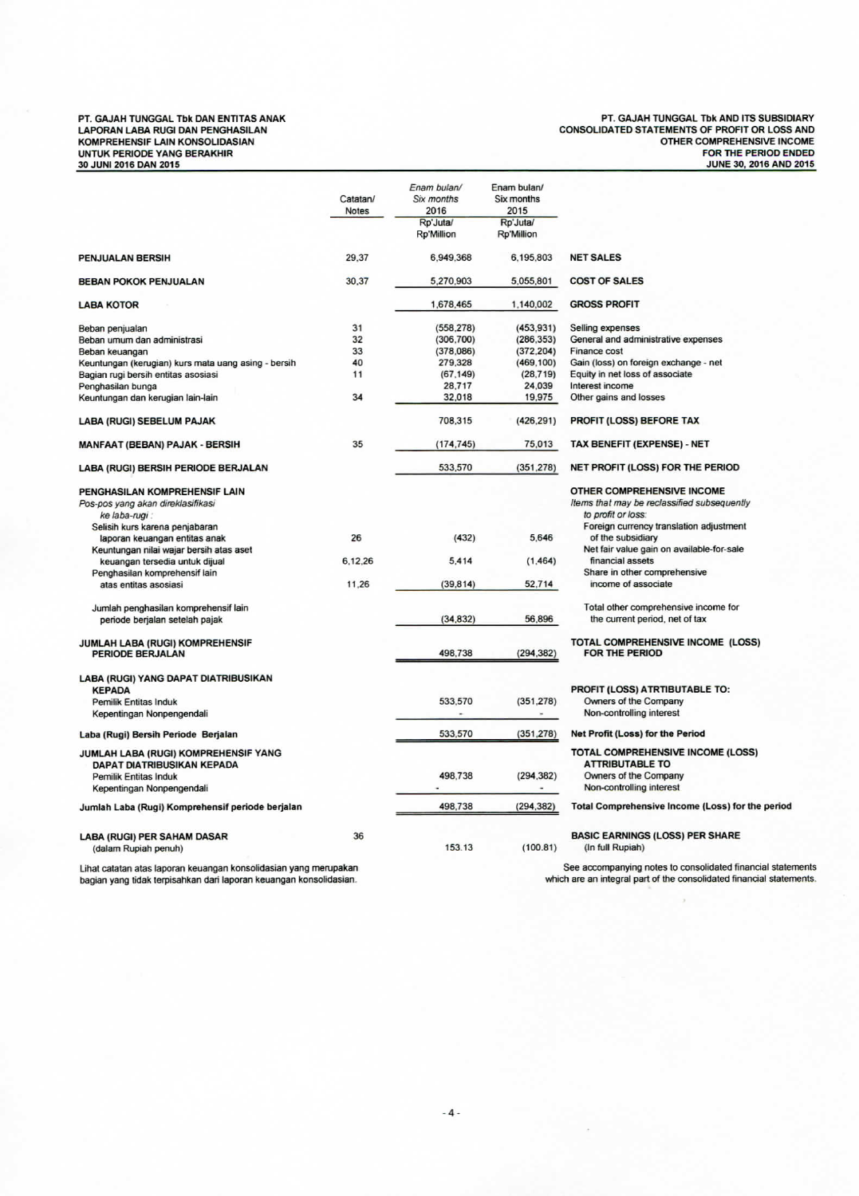PT. GAJAH TUNGGAL Tbk DAN ENTITAS ANAK
LAPORAN LABA RUGI DAN PENGHASILAN KOMPREHENSIF LAIN KONSOLIDASIAN
UNTUK PERIODE YANG BERAKHIR 30 JUNI 2016 DAN 2015

PT. GAJAH TUNGGAL Tbk AND ITS SUBSIDIARY
CONSOLIDATED STATEMENTS OF PROFIT OR LOSS AND OTHER COMPREHENSIVE INCOME
FOR THE PERIOD ENDED JUNE 30, 2016 AND 2015

| | Catatan/ Notes | *Enam bulan/ Six months* 2016 Rp'Juta/ Rp'Million | *Enam bulan/ Six months* 2015 Rp'Juta/ Rp'Million | |
|---|---|---|---|---|
| **PENJUALAN BERSIH** | 29,37 | 6,949,368 | 6,195,803 | **NET SALES** |
| **BEBAN POKOK PENJUALAN** | 30,37 | 5,270,903 | 5,055,801 | **COST OF SALES** |
| **LABA KOTOR** | | 1,678,465 | 1,140,002 | **GROSS PROFIT** |
| Beban penjualan | 31 | (558,278) | (453,931) | Selling expenses |
| Beban umum dan administrasi | 32 | (306,700) | (286,353) | General and administrative expenses |
| Beban keuangan | 33 | (378,086) | (372,204) | Finance cost |
| Keuntungan (kerugian) kurs mata uang asing - bersih | 40 | 279,328 | (469,100) | Gain (loss) on foreign exchange - net |
| Bagian rugi bersih entitas asosiasi | 11 | (67,149) | (28,719) | Equity in net loss of associate |
| Penghasilan bunga | | 28,717 | 24,039 | Interest income |
| Keuntungan dan kerugian lain-lain | 34 | 32,018 | 19,975 | Other gains and losses |
| **LABA (RUGI) SEBELUM PAJAK** | | 708,315 | (426,291) | **PROFIT (LOSS) BEFORE TAX** |
| **MANFAAT (BEBAN) PAJAK - BERSIH** | 35 | (174,745) | 75,013 | **TAX BENEFIT (EXPENSE) - NET** |
| **LABA (RUGI) BERSIH PERIODE BERJALAN** | | 533,570 | (351,278) | **NET PROFIT (LOSS) FOR THE PERIOD** |
| **PENGHASILAN KOMPREHENSIF LAIN** | | | | **OTHER COMPREHENSIVE INCOME** |
| *Pos-pos yang akan direklasifikasi ke laba-rugi :* | | | | *Items that may be reclassified subsequently to profit or loss:* |
| Selisih kurs karena penjabaran laporan keuangan entitas anak | 26 | (432) | 5,646 | Foreign currency translation adjustment of the subsidiary |
| Keuntungan nilai wajar bersih atas aset keuangan tersedia untuk dijual | 6,12,26 | 5,414 | (1,464) | Net fair value gain on available-for-sale financial assets |
| Penghasilan komprehensif lain atas entitas asosiasi | 11,26 | (39,814) | 52,714 | Share in other comprehensive income of associate |
| Jumlah penghasilan komprehensif lain periode berjalan setelah pajak | | (34,832) | 56,896 | Total other comprehensive income for the current period, net of tax |
| **JUMLAH LABA (RUGI) KOMPREHENSIF PERIODE BERJALAN** | | 498,738 | (294,382) | **TOTAL COMPREHENSIVE INCOME (LOSS) FOR THE PERIOD** |
| **LABA (RUGI) YANG DAPAT DIATRIBUSIKAN KEPADA** | | | | **PROFIT (LOSS) ATRRIBUTABLE TO:** |
| Pemilik Entitas Induk | | 533,570 | (351,278) | Owners of the Company |
| Kepentingan Nonpengendali | | - | - | Non-controlling interest |
| **Laba (Rugi) Bersih Periode Berjalan** | | 533,570 | (351,278) | **Net Profit (Loss) for the Period** |
| **JUMLAH LABA (RUGI) KOMPREHENSIF YANG DAPAT DIATRIBUSIKAN KEPADA** | | | | **TOTAL COMPREHENSIVE INCOME (LOSS) ATTRIBUTABLE TO** |
| Pemilik Entitas Induk | | 498,738 | (294,382) | Owners of the Company |
| Kepentingan Nonpengendali | | - | - | Non-controlling interest |
| **Jumlah Laba (Rugi) Komprehensif periode berjalan** | | 498,738 | (294,382) | **Total Comprehensive Income (Loss) for the period** |
| **LABA (RUGI) PER SAHAM DASAR** (dalam Rupiah penuh) | 36 | 153.13 | (100.81) | **BASIC EARNINGS (LOSS) PER SHARE** (In full Rupiah) |

Lihat catatan atas laporan keuangan konsolidasian yang merupakan bagian yang tidak terpisahkan dari laporan keuangan konsolidasian.

See accompanying notes to consolidated financial statements which are an integral part of the consolidated financial statements.